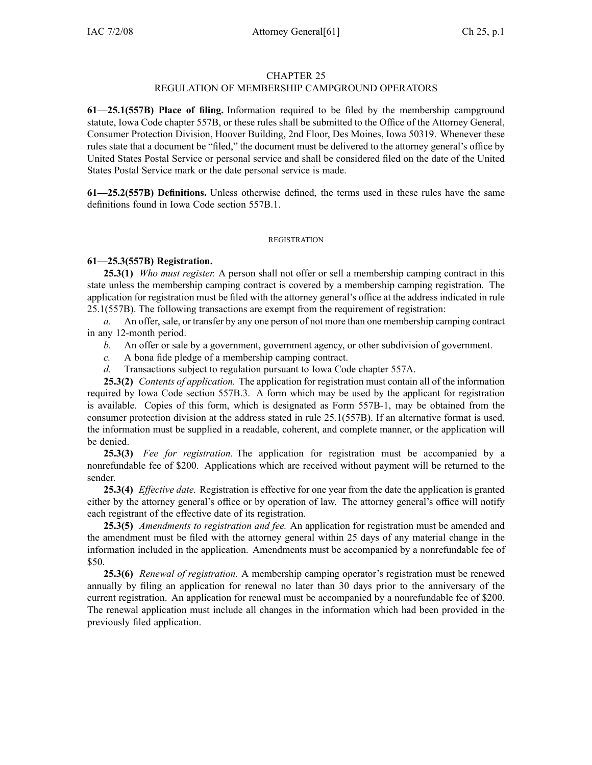# CHAPTER 25
## REGULATION OF MEMBERSHIP CAMPGROUND OPERATORS

**61—25.1(557B) Place of filing.** Information required to be filed by the membership campground statute, Iowa Code chapter 557B, or these rules shall be submitted to the Office of the Attorney General, Consumer Protection Division, Hoover Building, 2nd Floor, Des Moines, Iowa 50319. Whenever these rules state that a document be "filed," the document must be delivered to the attorney general's office by United States Postal Service or personal service and shall be considered filed on the date of the United States Postal Service mark or the date personal service is made.

**61—25.2(557B) Definitions.** Unless otherwise defined, the terms used in these rules have the same definitions found in Iowa Code section 557B.1.

### REGISTRATION

**61—25.3(557B) Registration.**

**25.3(1)** *Who must register.* A person shall not offer or sell a membership camping contract in this state unless the membership camping contract is covered by a membership camping registration. The application for registration must be filed with the attorney general's office at the address indicated in rule 25.1(557B). The following transactions are exempt from the requirement of registration:

*a.* An offer, sale, or transfer by any one person of not more than one membership camping contract in any 12-month period.

*b.* An offer or sale by a government, government agency, or other subdivision of government.

*c.* A bona fide pledge of a membership camping contract.

*d.* Transactions subject to regulation pursuant to Iowa Code chapter 557A.

**25.3(2)** *Contents of application.* The application for registration must contain all of the information required by Iowa Code section 557B.3. A form which may be used by the applicant for registration is available. Copies of this form, which is designated as Form 557B-1, may be obtained from the consumer protection division at the address stated in rule 25.1(557B). If an alternative format is used, the information must be supplied in a readable, coherent, and complete manner, or the application will be denied.

**25.3(3)** *Fee for registration.* The application for registration must be accompanied by a nonrefundable fee of $200. Applications which are received without payment will be returned to the sender.

**25.3(4)** *Effective date.* Registration is effective for one year from the date the application is granted either by the attorney general's office or by operation of law. The attorney general's office will notify each registrant of the effective date of its registration.

**25.3(5)** *Amendments to registration and fee.* An application for registration must be amended and the amendment must be filed with the attorney general within 25 days of any material change in the information included in the application. Amendments must be accompanied by a nonrefundable fee of $50.

**25.3(6)** *Renewal of registration.* A membership camping operator's registration must be renewed annually by filing an application for renewal no later than 30 days prior to the anniversary of the current registration. An application for renewal must be accompanied by a nonrefundable fee of $200. The renewal application must include all changes in the information which had been provided in the previously filed application.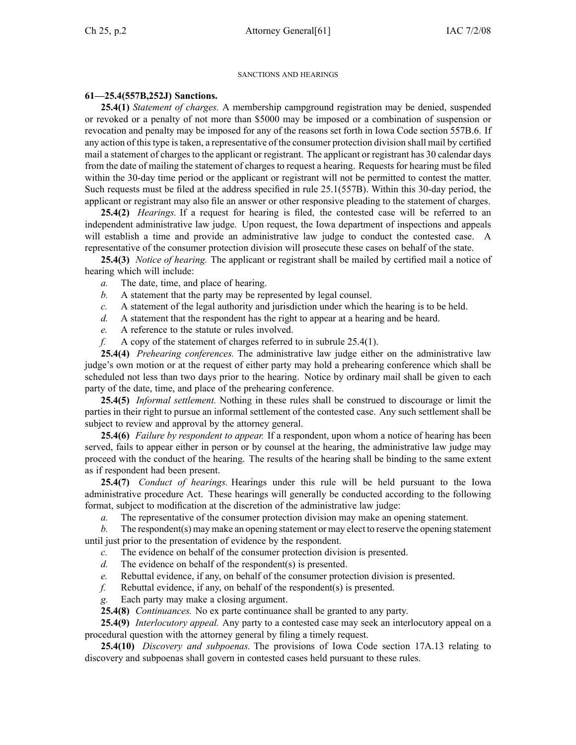SANCTIONS AND HEARINGS

**61—25.4(557B,252J) Sanctions.**

**25.4(1)** *Statement of charges.* A membership campground registration may be denied, suspended or revoked or a penalty of not more than $5000 may be imposed or a combination of suspension or revocation and penalty may be imposed for any of the reasons set forth in Iowa Code section 557B.6. If any action of this type is taken, a representative of the consumer protection division shall mail by certified mail a statement of charges to the applicant or registrant. The applicant or registrant has 30 calendar days from the date of mailing the statement of charges to request a hearing. Requests for hearing must be filed within the 30-day time period or the applicant or registrant will not be permitted to contest the matter. Such requests must be filed at the address specified in rule 25.1(557B). Within this 30-day period, the applicant or registrant may also file an answer or other responsive pleading to the statement of charges.

**25.4(2)** *Hearings.* If a request for hearing is filed, the contested case will be referred to an independent administrative law judge. Upon request, the Iowa department of inspections and appeals will establish a time and provide an administrative law judge to conduct the contested case. A representative of the consumer protection division will prosecute these cases on behalf of the state.

**25.4(3)** *Notice of hearing.* The applicant or registrant shall be mailed by certified mail a notice of hearing which will include:

*a.* The date, time, and place of hearing.

*b.* A statement that the party may be represented by legal counsel.

*c.* A statement of the legal authority and jurisdiction under which the hearing is to be held.

*d.* A statement that the respondent has the right to appear at a hearing and be heard.

*e.* A reference to the statute or rules involved.

*f.* A copy of the statement of charges referred to in subrule 25.4(1).

**25.4(4)** *Prehearing conferences.* The administrative law judge either on the administrative law judge's own motion or at the request of either party may hold a prehearing conference which shall be scheduled not less than two days prior to the hearing. Notice by ordinary mail shall be given to each party of the date, time, and place of the prehearing conference.

**25.4(5)** *Informal settlement.* Nothing in these rules shall be construed to discourage or limit the parties in their right to pursue an informal settlement of the contested case. Any such settlement shall be subject to review and approval by the attorney general.

**25.4(6)** *Failure by respondent to appear.* If a respondent, upon whom a notice of hearing has been served, fails to appear either in person or by counsel at the hearing, the administrative law judge may proceed with the conduct of the hearing. The results of the hearing shall be binding to the same extent as if respondent had been present.

**25.4(7)** *Conduct of hearings.* Hearings under this rule will be held pursuant to the Iowa administrative procedure Act. These hearings will generally be conducted according to the following format, subject to modification at the discretion of the administrative law judge:

*a.* The representative of the consumer protection division may make an opening statement.

*b.* The respondent(s) may make an opening statement or may elect to reserve the opening statement until just prior to the presentation of evidence by the respondent.

*c.* The evidence on behalf of the consumer protection division is presented.

*d.* The evidence on behalf of the respondent(s) is presented.

*e.* Rebuttal evidence, if any, on behalf of the consumer protection division is presented.

*f.* Rebuttal evidence, if any, on behalf of the respondent(s) is presented.

*g.* Each party may make a closing argument.

**25.4(8)** *Continuances.* No ex parte continuance shall be granted to any party.

**25.4(9)** *Interlocutory appeal.* Any party to a contested case may seek an interlocutory appeal on a procedural question with the attorney general by filing a timely request.

**25.4(10)** *Discovery and subpoenas.* The provisions of Iowa Code section 17A.13 relating to discovery and subpoenas shall govern in contested cases held pursuant to these rules.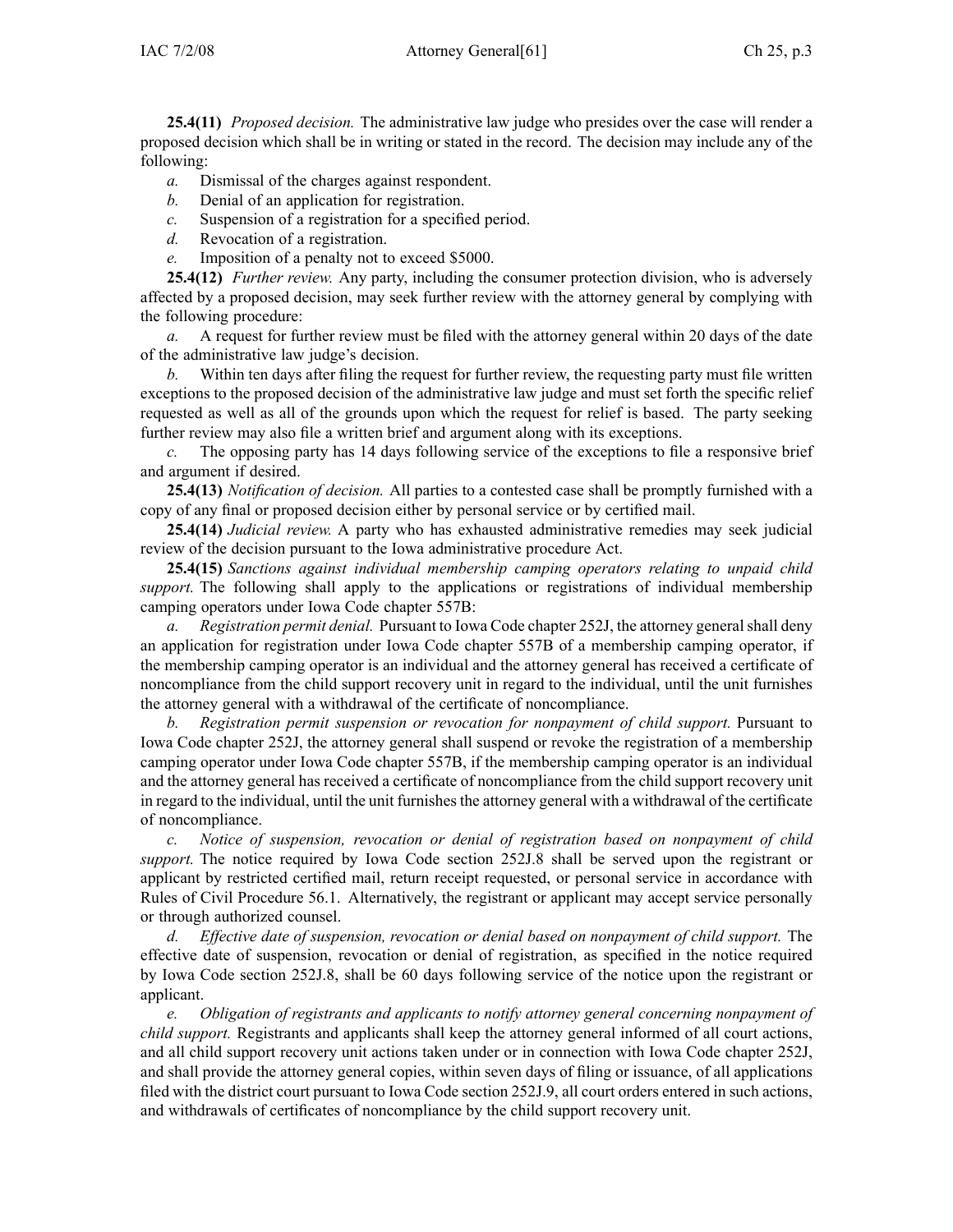**25.4(11)** *Proposed decision.* The administrative law judge who presides over the case will render a proposed decision which shall be in writing or stated in the record. The decision may include any of the following:

*a.* Dismissal of the charges against respondent.

*b.* Denial of an application for registration.

*c.* Suspension of a registration for a specified period.

*d.* Revocation of a registration.

*e.* Imposition of a penalty not to exceed $5000.

**25.4(12)** *Further review.* Any party, including the consumer protection division, who is adversely affected by a proposed decision, may seek further review with the attorney general by complying with the following procedure:

*a.* A request for further review must be filed with the attorney general within 20 days of the date of the administrative law judge's decision.

*b.* Within ten days after filing the request for further review, the requesting party must file written exceptions to the proposed decision of the administrative law judge and must set forth the specific relief requested as well as all of the grounds upon which the request for relief is based. The party seeking further review may also file a written brief and argument along with its exceptions.

*c.* The opposing party has 14 days following service of the exceptions to file a responsive brief and argument if desired.

**25.4(13)** *Notification of decision.* All parties to a contested case shall be promptly furnished with a copy of any final or proposed decision either by personal service or by certified mail.

**25.4(14)** *Judicial review.* A party who has exhausted administrative remedies may seek judicial review of the decision pursuant to the Iowa administrative procedure Act.

**25.4(15)** *Sanctions against individual membership camping operators relating to unpaid child support.* The following shall apply to the applications or registrations of individual membership camping operators under Iowa Code chapter 557B:

*a.* *Registration permit denial.* Pursuant to Iowa Code chapter 252J, the attorney general shall deny an application for registration under Iowa Code chapter 557B of a membership camping operator, if the membership camping operator is an individual and the attorney general has received a certificate of noncompliance from the child support recovery unit in regard to the individual, until the unit furnishes the attorney general with a withdrawal of the certificate of noncompliance.

*b.* *Registration permit suspension or revocation for nonpayment of child support.* Pursuant to Iowa Code chapter 252J, the attorney general shall suspend or revoke the registration of a membership camping operator under Iowa Code chapter 557B, if the membership camping operator is an individual and the attorney general has received a certificate of noncompliance from the child support recovery unit in regard to the individual, until the unit furnishes the attorney general with a withdrawal of the certificate of noncompliance.

*c.* *Notice of suspension, revocation or denial of registration based on nonpayment of child support.* The notice required by Iowa Code section 252J.8 shall be served upon the registrant or applicant by restricted certified mail, return receipt requested, or personal service in accordance with Rules of Civil Procedure 56.1. Alternatively, the registrant or applicant may accept service personally or through authorized counsel.

*d.* *Effective date of suspension, revocation or denial based on nonpayment of child support.* The effective date of suspension, revocation or denial of registration, as specified in the notice required by Iowa Code section 252J.8, shall be 60 days following service of the notice upon the registrant or applicant.

*e.* *Obligation of registrants and applicants to notify attorney general concerning nonpayment of child support.* Registrants and applicants shall keep the attorney general informed of all court actions, and all child support recovery unit actions taken under or in connection with Iowa Code chapter 252J, and shall provide the attorney general copies, within seven days of filing or issuance, of all applications filed with the district court pursuant to Iowa Code section 252J.9, all court orders entered in such actions, and withdrawals of certificates of noncompliance by the child support recovery unit.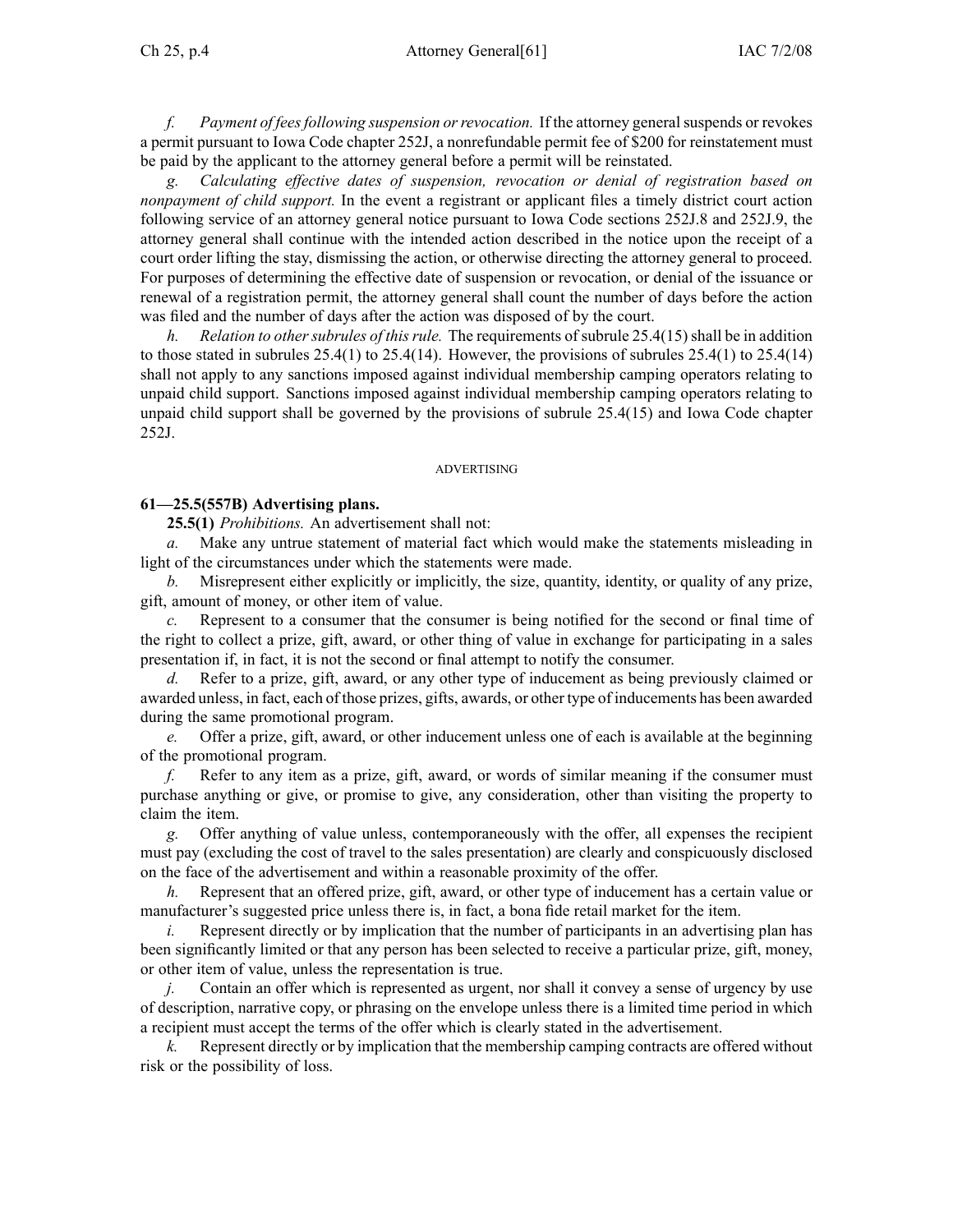*f.* *Payment of fees following suspension or revocation.* If the attorney general suspends or revokes a permit pursuant to Iowa Code chapter 252J, a nonrefundable permit fee of $200 for reinstatement must be paid by the applicant to the attorney general before a permit will be reinstated.

*g.* *Calculating effective dates of suspension, revocation or denial of registration based on nonpayment of child support.* In the event a registrant or applicant files a timely district court action following service of an attorney general notice pursuant to Iowa Code sections 252J.8 and 252J.9, the attorney general shall continue with the intended action described in the notice upon the receipt of a court order lifting the stay, dismissing the action, or otherwise directing the attorney general to proceed. For purposes of determining the effective date of suspension or revocation, or denial of the issuance or renewal of a registration permit, the attorney general shall count the number of days before the action was filed and the number of days after the action was disposed of by the court.

*h.* *Relation to other subrules of this rule.* The requirements of subrule 25.4(15) shall be in addition to those stated in subrules 25.4(1) to 25.4(14). However, the provisions of subrules 25.4(1) to 25.4(14) shall not apply to any sanctions imposed against individual membership camping operators relating to unpaid child support. Sanctions imposed against individual membership camping operators relating to unpaid child support shall be governed by the provisions of subrule 25.4(15) and Iowa Code chapter 252J.

ADVERTISING

**61—25.5(557B) Advertising plans.**

**25.5(1)** *Prohibitions.* An advertisement shall not:

*a.* Make any untrue statement of material fact which would make the statements misleading in light of the circumstances under which the statements were made.

*b.* Misrepresent either explicitly or implicitly, the size, quantity, identity, or quality of any prize, gift, amount of money, or other item of value.

*c.* Represent to a consumer that the consumer is being notified for the second or final time of the right to collect a prize, gift, award, or other thing of value in exchange for participating in a sales presentation if, in fact, it is not the second or final attempt to notify the consumer.

*d.* Refer to a prize, gift, award, or any other type of inducement as being previously claimed or awarded unless, in fact, each of those prizes, gifts, awards, or other type of inducements has been awarded during the same promotional program.

*e.* Offer a prize, gift, award, or other inducement unless one of each is available at the beginning of the promotional program.

*f.* Refer to any item as a prize, gift, award, or words of similar meaning if the consumer must purchase anything or give, or promise to give, any consideration, other than visiting the property to claim the item.

*g.* Offer anything of value unless, contemporaneously with the offer, all expenses the recipient must pay (excluding the cost of travel to the sales presentation) are clearly and conspicuously disclosed on the face of the advertisement and within a reasonable proximity of the offer.

*h.* Represent that an offered prize, gift, award, or other type of inducement has a certain value or manufacturer's suggested price unless there is, in fact, a bona fide retail market for the item.

*i.* Represent directly or by implication that the number of participants in an advertising plan has been significantly limited or that any person has been selected to receive a particular prize, gift, money, or other item of value, unless the representation is true.

*j.* Contain an offer which is represented as urgent, nor shall it convey a sense of urgency by use of description, narrative copy, or phrasing on the envelope unless there is a limited time period in which a recipient must accept the terms of the offer which is clearly stated in the advertisement.

*k.* Represent directly or by implication that the membership camping contracts are offered without risk or the possibility of loss.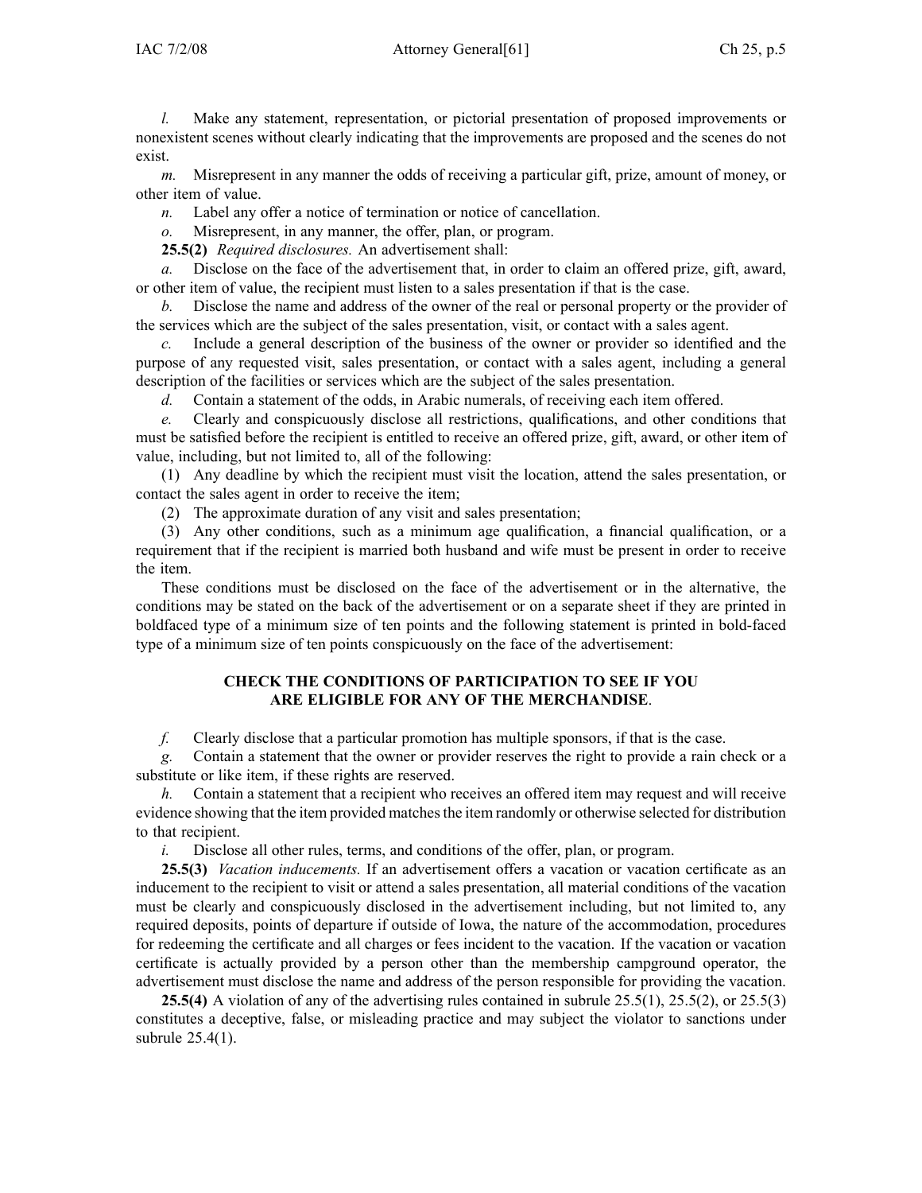*l.* Make any statement, representation, or pictorial presentation of proposed improvements or nonexistent scenes without clearly indicating that the improvements are proposed and the scenes do not exist.

*m.* Misrepresent in any manner the odds of receiving a particular gift, prize, amount of money, or other item of value.

*n.* Label any offer a notice of termination or notice of cancellation.

*o.* Misrepresent, in any manner, the offer, plan, or program.

**25.5(2)** *Required disclosures.* An advertisement shall:

*a.* Disclose on the face of the advertisement that, in order to claim an offered prize, gift, award, or other item of value, the recipient must listen to a sales presentation if that is the case.

*b.* Disclose the name and address of the owner of the real or personal property or the provider of the services which are the subject of the sales presentation, visit, or contact with a sales agent.

*c.* Include a general description of the business of the owner or provider so identified and the purpose of any requested visit, sales presentation, or contact with a sales agent, including a general description of the facilities or services which are the subject of the sales presentation.

*d.* Contain a statement of the odds, in Arabic numerals, of receiving each item offered.

*e.* Clearly and conspicuously disclose all restrictions, qualifications, and other conditions that must be satisfied before the recipient is entitled to receive an offered prize, gift, award, or other item of value, including, but not limited to, all of the following:

(1) Any deadline by which the recipient must visit the location, attend the sales presentation, or contact the sales agent in order to receive the item;

(2) The approximate duration of any visit and sales presentation;

(3) Any other conditions, such as a minimum age qualification, a financial qualification, or a requirement that if the recipient is married both husband and wife must be present in order to receive the item.

These conditions must be disclosed on the face of the advertisement or in the alternative, the conditions may be stated on the back of the advertisement or on a separate sheet if they are printed in boldfaced type of a minimum size of ten points and the following statement is printed in bold-faced type of a minimum size of ten points conspicuously on the face of the advertisement:

**CHECK THE CONDITIONS OF PARTICIPATION TO SEE IF YOU ARE ELIGIBLE FOR ANY OF THE MERCHANDISE**.

*f.* Clearly disclose that a particular promotion has multiple sponsors, if that is the case.

*g.* Contain a statement that the owner or provider reserves the right to provide a rain check or a substitute or like item, if these rights are reserved.

*h.* Contain a statement that a recipient who receives an offered item may request and will receive evidence showing that the item provided matches the item randomly or otherwise selected for distribution to that recipient.

*i.* Disclose all other rules, terms, and conditions of the offer, plan, or program.

**25.5(3)** *Vacation inducements.* If an advertisement offers a vacation or vacation certificate as an inducement to the recipient to visit or attend a sales presentation, all material conditions of the vacation must be clearly and conspicuously disclosed in the advertisement including, but not limited to, any required deposits, points of departure if outside of Iowa, the nature of the accommodation, procedures for redeeming the certificate and all charges or fees incident to the vacation. If the vacation or vacation certificate is actually provided by a person other than the membership campground operator, the advertisement must disclose the name and address of the person responsible for providing the vacation.

**25.5(4)** A violation of any of the advertising rules contained in subrule 25.5(1), 25.5(2), or 25.5(3) constitutes a deceptive, false, or misleading practice and may subject the violator to sanctions under subrule 25.4(1).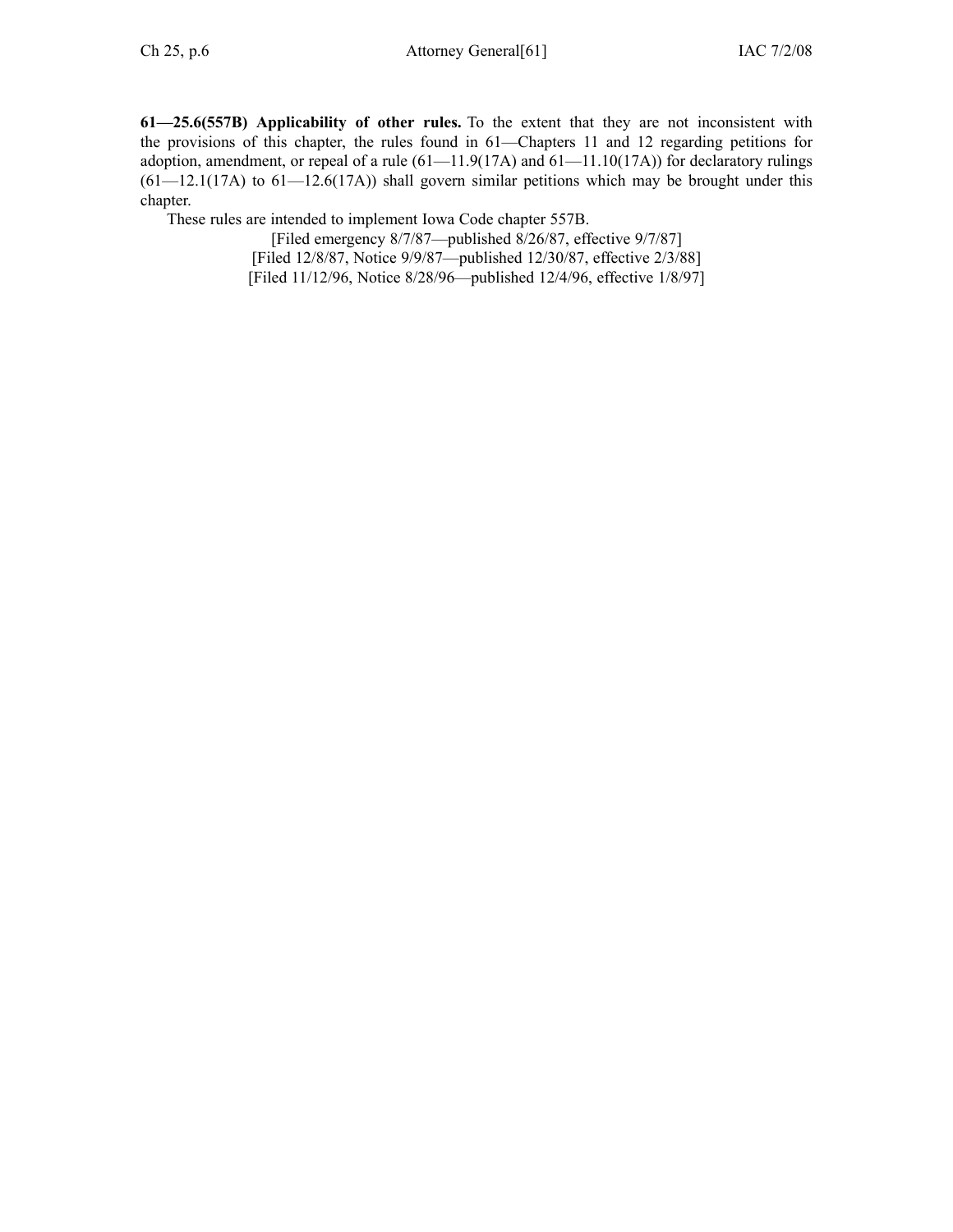**61—25.6(557B) Applicability of other rules.** To the extent that they are not inconsistent with the provisions of this chapter, the rules found in 61—Chapters 11 and 12 regarding petitions for adoption, amendment, or repeal of a rule (61—11.9(17A) and 61—11.10(17A)) for declaratory rulings (61—12.1(17A) to 61—12.6(17A)) shall govern similar petitions which may be brought under this chapter.

These rules are intended to implement Iowa Code chapter 557B.

[Filed emergency 8/7/87—published 8/26/87, effective 9/7/87]
[Filed 12/8/87, Notice 9/9/87—published 12/30/87, effective 2/3/88]
[Filed 11/12/96, Notice 8/28/96—published 12/4/96, effective 1/8/97]